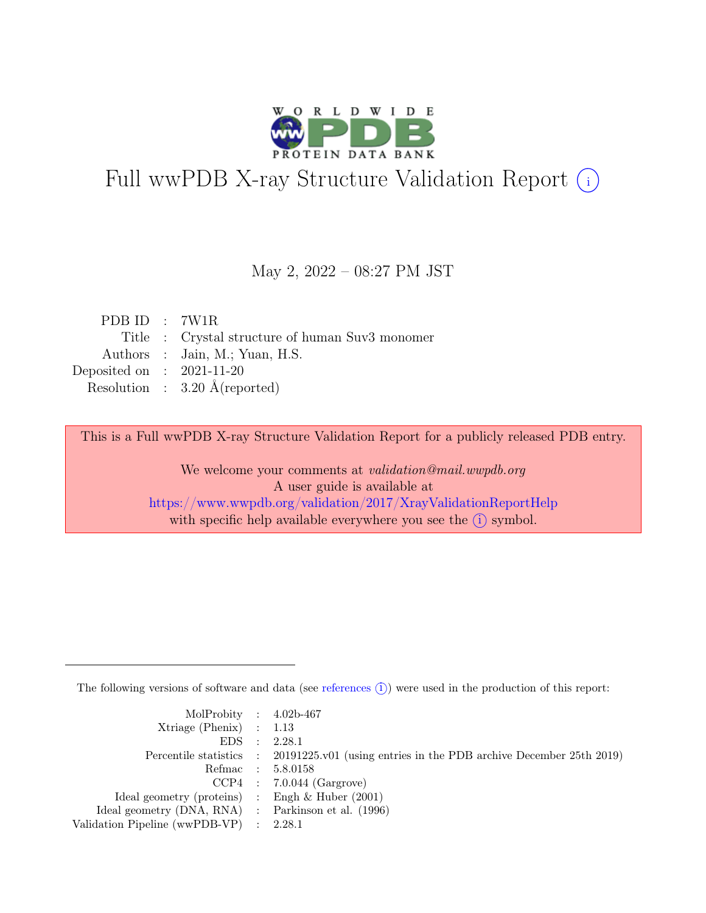# Full wwPDB X-ray Structure Validation Report (i)

May 2, 2022 – 08:27 PM JST

| | | |
|---|---|---|
| PDB ID | : | 7W1R |
| Title | : | Crystal structure of human Suv3 monomer |
| Authors | : | Jain, M.; Yuan, H.S. |
| Deposited on | : | 2021-11-20 |
| Resolution | : | 3.20 Å(reported) |

This is a Full wwPDB X-ray Structure Validation Report for a publicly released PDB entry.

We welcome your comments at *validation@mail.wwpdb.org*
A user guide is available at
https://www.wwpdb.org/validation/2017/XrayValidationReportHelp
with specific help available everywhere you see the (i) symbol.

---

The following versions of software and data (see references (i)) were used in the production of this report:

| | | |
|---|---|---|
| MolProbity | : | 4.02b-467 |
| Xtriage (Phenix) | : | 1.13 |
| EDS | : | 2.28.1 |
| Percentile statistics | : | 20191225.v01 (using entries in the PDB archive December 25th 2019) |
| Refmac | : | 5.8.0158 |
| CCP4 | : | 7.0.044 (Gargrove) |
| Ideal geometry (proteins) | : | Engh & Huber (2001) |
| Ideal geometry (DNA, RNA) | : | Parkinson et al. (1996) |
| Validation Pipeline (wwPDB-VP) | : | 2.28.1 |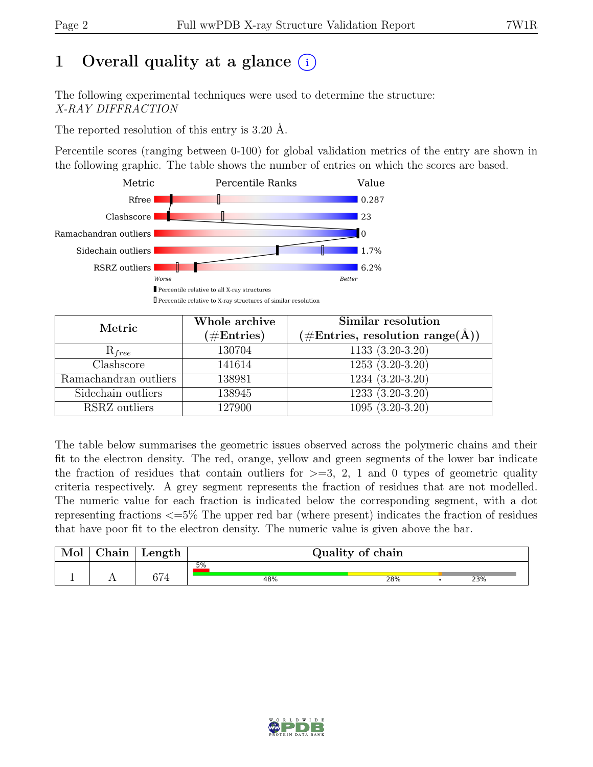# 1 Overall quality at a glance (i)

The following experimental techniques were used to determine the structure:
*X-RAY DIFFRACTION*

The reported resolution of this entry is 3.20 Å.

Percentile scores (ranging between 0-100) for global validation metrics of the entry are shown in the following graphic. The table shows the number of entries on which the scores are based.

| Metric | Value |
|---|---|
| Rfree | 0.287 |
| Clashscore | 23 |
| Ramachandran outliers | 0 |
| Sidechain outliers | 1.7% |
| RSRZ outliers | 6.2% |

Worse — Better

▮ Percentile relative to all X-ray structures
▯ Percentile relative to X-ray structures of similar resolution

| Metric | Whole archive (#Entries) | Similar resolution (#Entries, resolution range(Å)) |
|---|---|---|
| $R_{free}$ | 130704 | 1133 (3.20-3.20) |
| Clashscore | 141614 | 1253 (3.20-3.20) |
| Ramachandran outliers | 138981 | 1234 (3.20-3.20) |
| Sidechain outliers | 138945 | 1233 (3.20-3.20) |
| RSRZ outliers | 127900 | 1095 (3.20-3.20) |

The table below summarises the geometric issues observed across the polymeric chains and their fit to the electron density. The red, orange, yellow and green segments of the lower bar indicate the fraction of residues that contain outliers for >=3, 2, 1 and 0 types of geometric quality criteria respectively. A grey segment represents the fraction of residues that are not modelled. The numeric value for each fraction is indicated below the corresponding segment, with a dot representing fractions <=5% The upper red bar (where present) indicates the fraction of residues that have poor fit to the electron density. The numeric value is given above the bar.

| Mol | Chain | Length | Quality of chain |
|---|---|---|---|
| 1 | A | 674 | 5% (poor fit); 48% / 28% / • / 23% |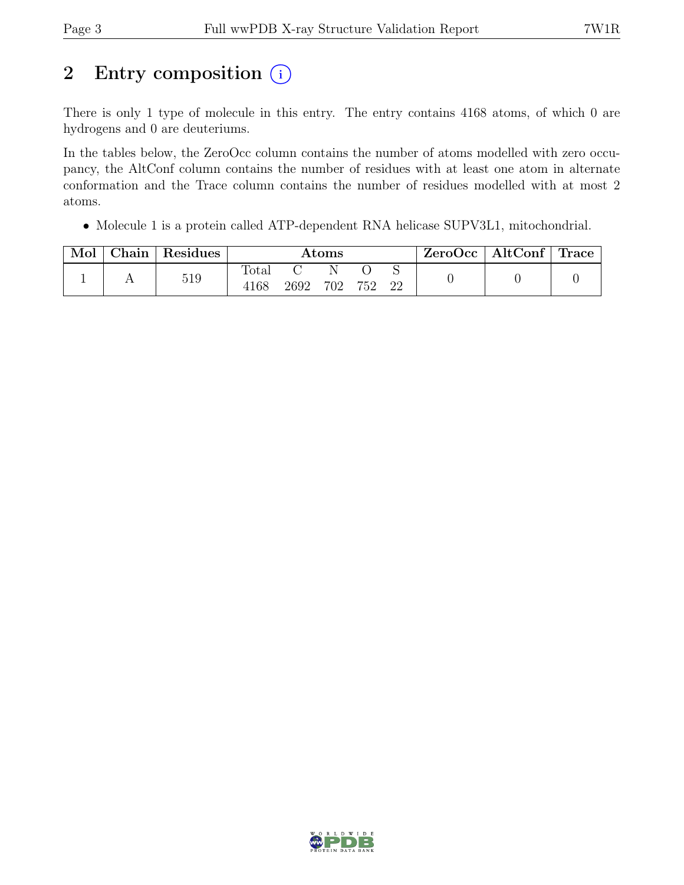# 2 Entry composition (i)

There is only 1 type of molecule in this entry. The entry contains 4168 atoms, of which 0 are hydrogens and 0 are deuteriums.

In the tables below, the ZeroOcc column contains the number of atoms modelled with zero occupancy, the AltConf column contains the number of residues with at least one atom in alternate conformation and the Trace column contains the number of residues modelled with at most 2 atoms.

- Molecule 1 is a protein called ATP-dependent RNA helicase SUPV3L1, mitochondrial.

| Mol | Chain | Residues | Atoms | | | | | ZeroOcc | AltConf | Trace |
|---|---|---|---|---|---|---|---|---|---|---|
| | | | Total | C | N | O | S | | | |
| 1 | A | 519 | 4168 | 2692 | 702 | 752 | 22 | 0 | 0 | 0 |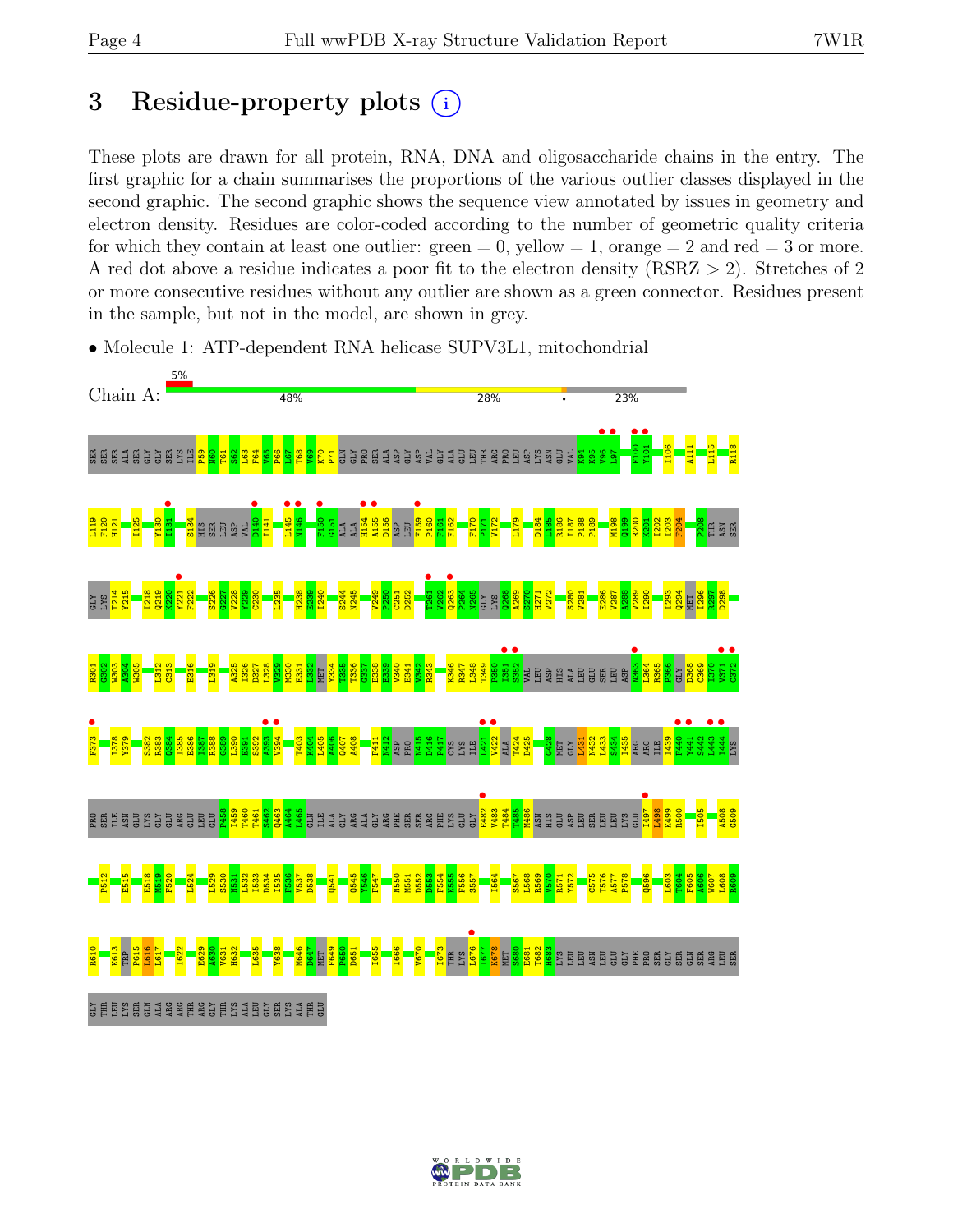# 3 Residue-property plots

These plots are drawn for all protein, RNA, DNA and oligosaccharide chains in the entry. The first graphic for a chain summarises the proportions of the various outlier classes displayed in the second graphic. The second graphic shows the sequence view annotated by issues in geometry and electron density. Residues are color-coded according to the number of geometric quality criteria for which they contain at least one outlier: green = 0, yellow = 1, orange = 2 and red = 3 or more. A red dot above a residue indicates a poor fit to the electron density (RSRZ > 2). Stretches of 2 or more consecutive residues without any outlier are shown as a green connector. Residues present in the sample, but not in the model, are shown in grey.

- Molecule 1: ATP-dependent RNA helicase SUPV3L1, mitochondrial

Chain A: 5% | 48% | 28% | • | 23%

SER SER SER ALA SER GLY GLY SER LYS ILE P59 N60 T61 S62 L63 F64 V65 P66 L67 K68 V69 K70 P71 GLN GLY PRO SER ALA ASP GLY ASP VAL GLY ALA GLU LEU THR ARG PRO LEU ASP LYS ASN GLU VAL K94 K95 V96 L97 F100 Y101 I106 A111 L115 R118 L119 F120 H121 I125 Y130 I131 S134 HIS SER LEU ASP VAL D140 I141 L145 M146 F150 G151 ALA ALA H154 A155 D156 ASP LEU F159 P160 F161 F162 F170 P171 V172 L179 D184 L185 R186 I187 P188 P189 M198 Q199 R200 K201 I202 I203 F204 P208 THR ASN SER GLY LYS T214 Y215 I218 Q219 K220 Y221 F222 S226 G227 V228 Y229 C230 L235 H238 E239 I240 S244 N245 V249 P250 C251 D252 T261 V262 Q263 P264 M265 GLY LYS Q268 A269 S270 H271 V272 S280 V281 E286 V287 A288 V289 I290 I293 Q294 MET I296 R297 D298 R301 G302 W303 A304 W305 L312 C313 E316 L319 A325 I326 D327 L328 V329 M330 E331 L332 MET Y334 T335 T336 G337 E338 E339 V340 E341 V342 R343 K346 R347 L348 T349 P350 I351 S352 VAL LEU ASP HIS ALA LEU GLU SER LEU ASP N363 L364 R365 P366 GLY D368 C369 I370 V371 C372 F373 I378 Y379 S382 R383 Q384 I385 E386 I387 R388 G389 L390 E391 S392 A393 V394 T403 K404 L405 A406 Q407 A408 F411 N412 ASP PRO N415 D416 F417 CYS LYS ILE L421 V422 ALA T424 D425 G428 MET GLY L431 N432 L433 S434 I435 ARG ARG ILE I439 P440 Y441 S442 L443 I444 LYS PRO SER ILE ASN GLU LYS GLY GLU ARG GLU LEU GLU P458 I459 T460 T461 S462 Q463 A464 L465 GLN ILE ALA GLY ARG ALA GLY ARG PHE SER SER ARG PHE LYS GLU GLY E482 V483 T484 T485 M486 ASN HIS GLU ASP LEU SER LEU LEU LYS GLU I497 L498 K499 R500 I505 A508 G509 P512 E515 E518 M519 F520 L524 L529 S530 N531 L532 I533 D534 I535 F536 V537 D538 Q541 Q545 Y546 F547 N550 M551 D552 D553 F554 K555 F556 S557 I564 S567 L568 R569 V570 R571 Y572 C575 T576 A577 P578 Q596 L603 T604 F605 A606 W607 L608 R609 R610 K613 TRP P615 L616 L617 I622 E629 A630 V631 H632 L635 Y638 M646 D647 MET F649 P650 D651 I655 I666 V670 I673 THR LYS L676 L677 K678 MET S680 E681 T682 H683 LYS LEU LEU ASN LEU GLU GLY GLY PHE PRO SER GLY SER GLN SER ARG LEU SER GLY THR LEU LYS SER GLN ALA ARG ARG THR ARG GLY THR LYS ALA LEU GLY SER LYS ALA THR GLU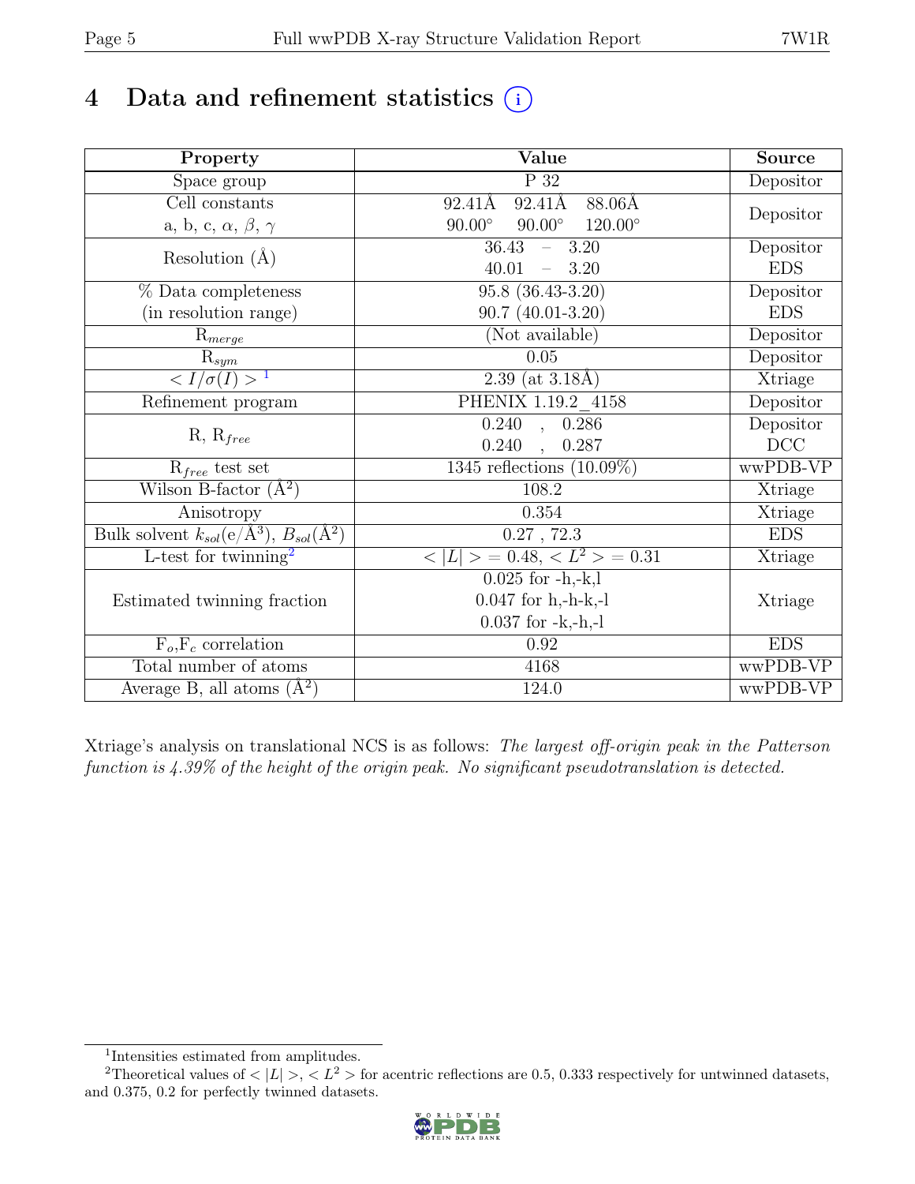# 4 Data and refinement statistics (i)

| Property | Value | Source |
|---|---|---|
| Space group | P 32 | Depositor |
| Cell constants<br>a, b, c, $\alpha$, $\beta$, $\gamma$ | 92.41Å 92.41Å 88.06Å<br>90.00° 90.00° 120.00° | Depositor |
| Resolution (Å) | 36.43 – 3.20<br>40.01 – 3.20 | Depositor<br>EDS |
| % Data completeness<br>(in resolution range) | 95.8 (36.43-3.20)<br>90.7 (40.01-3.20) | Depositor<br>EDS |
| $R_{merge}$ | (Not available) | Depositor |
| $R_{sym}$ | 0.05 | Depositor |
| $< I/\sigma(I) >$ [1] | 2.39 (at 3.18Å) | Xtriage |
| Refinement program | PHENIX 1.19.2_4158 | Depositor |
| R, $R_{free}$ | 0.240 , 0.286<br>0.240 , 0.287 | Depositor<br>DCC |
| $R_{free}$ test set | 1345 reflections (10.09%) | wwPDB-VP |
| Wilson B-factor (Å$^2$) | 108.2 | Xtriage |
| Anisotropy | 0.354 | Xtriage |
| Bulk solvent $k_{sol}$(e/Å$^3$), $B_{sol}$(Å$^2$) | 0.27 , 72.3 | EDS |
| L-test for twinning[2] | $< \|L\| > = 0.48$, $< L^2 > = 0.31$ | Xtriage |
| Estimated twinning fraction | 0.025 for -h,-k,l<br>0.047 for h,-h-k,-l<br>0.037 for -k,-h,-l | Xtriage |
| $F_o$,$F_c$ correlation | 0.92 | EDS |
| Total number of atoms | 4168 | wwPDB-VP |
| Average B, all atoms (Å$^2$) | 124.0 | wwPDB-VP |

Xtriage's analysis on translational NCS is as follows: *The largest off-origin peak in the Patterson function is 4.39% of the height of the origin peak. No significant pseudotranslation is detected.*

[1] Intensities estimated from amplitudes.

[2] Theoretical values of $< |L| >$, $< L^2 >$ for acentric reflections are 0.5, 0.333 respectively for untwinned datasets, and 0.375, 0.2 for perfectly twinned datasets.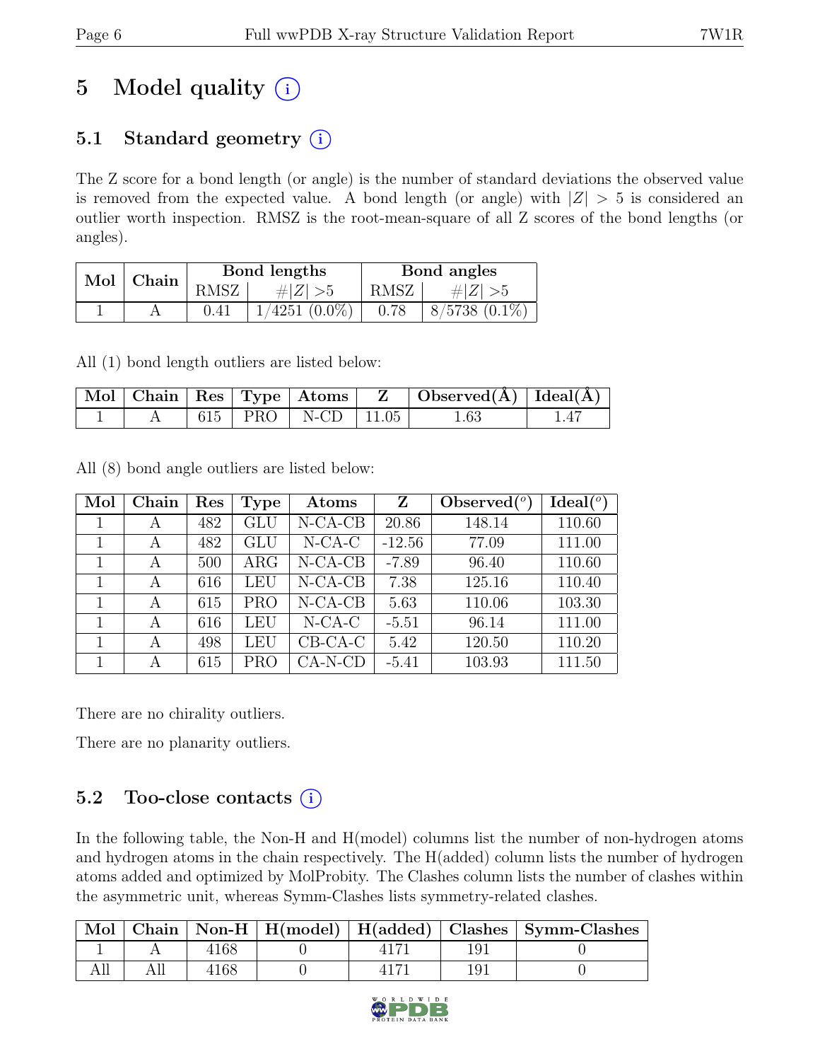# 5 Model quality (i)

## 5.1 Standard geometry (i)

The Z score for a bond length (or angle) is the number of standard deviations the observed value is removed from the expected value. A bond length (or angle) with $|Z| > 5$ is considered an outlier worth inspection. RMSZ is the root-mean-square of all Z scores of the bond lengths (or angles).

| Mol | Chain | Bond lengths | | Bond angles | |
|---|---|---|---|---|---|
| | | RMSZ | #$\|Z\|$ >5 | RMSZ | #$\|Z\|$ >5 |
| 1 | A | 0.41 | 1/4251 (0.0%) | 0.78 | 8/5738 (0.1%) |

All (1) bond length outliers are listed below:

| Mol | Chain | Res | Type | Atoms | Z | Observed(Å) | Ideal(Å) |
|---|---|---|---|---|---|---|---|
| 1 | A | 615 | PRO | N-CD | 11.05 | 1.63 | 1.47 |

All (8) bond angle outliers are listed below:

| Mol | Chain | Res | Type | Atoms | Z | Observed($^o$) | Ideal($^o$) |
|---|---|---|---|---|---|---|---|
| 1 | A | 482 | GLU | N-CA-CB | 20.86 | 148.14 | 110.60 |
| 1 | A | 482 | GLU | N-CA-C | -12.56 | 77.09 | 111.00 |
| 1 | A | 500 | ARG | N-CA-CB | -7.89 | 96.40 | 110.60 |
| 1 | A | 616 | LEU | N-CA-CB | 7.38 | 125.16 | 110.40 |
| 1 | A | 615 | PRO | N-CA-CB | 5.63 | 110.06 | 103.30 |
| 1 | A | 616 | LEU | N-CA-C | -5.51 | 96.14 | 111.00 |
| 1 | A | 498 | LEU | CB-CA-C | 5.42 | 120.50 | 110.20 |
| 1 | A | 615 | PRO | CA-N-CD | -5.41 | 103.93 | 111.50 |

There are no chirality outliers.

There are no planarity outliers.

## 5.2 Too-close contacts (i)

In the following table, the Non-H and H(model) columns list the number of non-hydrogen atoms and hydrogen atoms in the chain respectively. The H(added) column lists the number of hydrogen atoms added and optimized by MolProbity. The Clashes column lists the number of clashes within the asymmetric unit, whereas Symm-Clashes lists symmetry-related clashes.

| Mol | Chain | Non-H | H(model) | H(added) | Clashes | Symm-Clashes |
|---|---|---|---|---|---|---|
| 1 | A | 4168 | 0 | 4171 | 191 | 0 |
| All | All | 4168 | 0 | 4171 | 191 | 0 |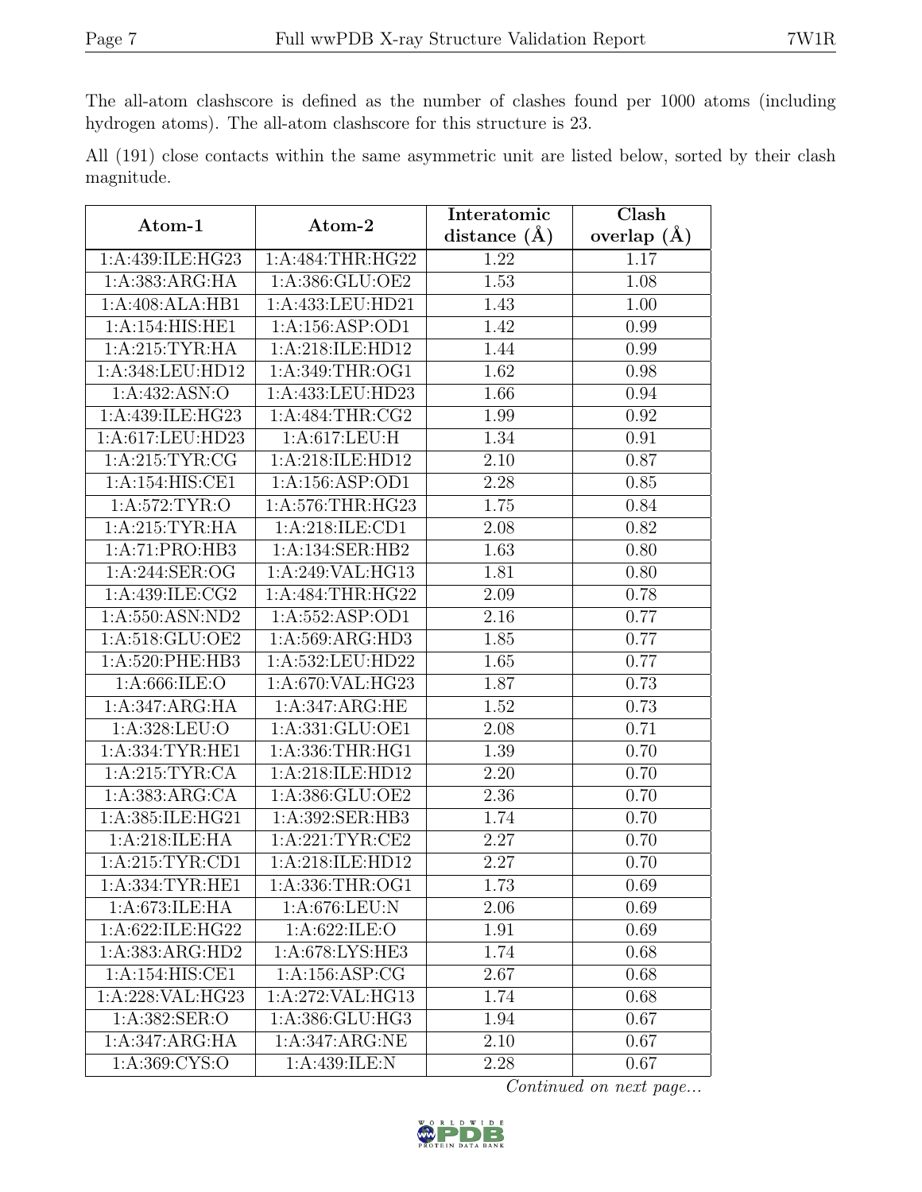The all-atom clashscore is defined as the number of clashes found per 1000 atoms (including hydrogen atoms). The all-atom clashscore for this structure is 23.

All (191) close contacts within the same asymmetric unit are listed below, sorted by their clash magnitude.

| Atom-1 | Atom-2 | Interatomic distance (Å) | Clash overlap (Å) |
|---|---|---|---|
| 1:A:439:ILE:HG23 | 1:A:484:THR:HG22 | 1.22 | 1.17 |
| 1:A:383:ARG:HA | 1:A:386:GLU:OE2 | 1.53 | 1.08 |
| 1:A:408:ALA:HB1 | 1:A:433:LEU:HD21 | 1.43 | 1.00 |
| 1:A:154:HIS:HE1 | 1:A:156:ASP:OD1 | 1.42 | 0.99 |
| 1:A:215:TYR:HA | 1:A:218:ILE:HD12 | 1.44 | 0.99 |
| 1:A:348:LEU:HD12 | 1:A:349:THR:OG1 | 1.62 | 0.98 |
| 1:A:432:ASN:O | 1:A:433:LEU:HD23 | 1.66 | 0.94 |
| 1:A:439:ILE:HG23 | 1:A:484:THR:CG2 | 1.99 | 0.92 |
| 1:A:617:LEU:HD23 | 1:A:617:LEU:H | 1.34 | 0.91 |
| 1:A:215:TYR:CG | 1:A:218:ILE:HD12 | 2.10 | 0.87 |
| 1:A:154:HIS:CE1 | 1:A:156:ASP:OD1 | 2.28 | 0.85 |
| 1:A:572:TYR:O | 1:A:576:THR:HG23 | 1.75 | 0.84 |
| 1:A:215:TYR:HA | 1:A:218:ILE:CD1 | 2.08 | 0.82 |
| 1:A:71:PRO:HB3 | 1:A:134:SER:HB2 | 1.63 | 0.80 |
| 1:A:244:SER:OG | 1:A:249:VAL:HG13 | 1.81 | 0.80 |
| 1:A:439:ILE:CG2 | 1:A:484:THR:HG22 | 2.09 | 0.78 |
| 1:A:550:ASN:ND2 | 1:A:552:ASP:OD1 | 2.16 | 0.77 |
| 1:A:518:GLU:OE2 | 1:A:569:ARG:HD3 | 1.85 | 0.77 |
| 1:A:520:PHE:HB3 | 1:A:532:LEU:HD22 | 1.65 | 0.77 |
| 1:A:666:ILE:O | 1:A:670:VAL:HG23 | 1.87 | 0.73 |
| 1:A:347:ARG:HA | 1:A:347:ARG:HE | 1.52 | 0.73 |
| 1:A:328:LEU:O | 1:A:331:GLU:OE1 | 2.08 | 0.71 |
| 1:A:334:TYR:HE1 | 1:A:336:THR:HG1 | 1.39 | 0.70 |
| 1:A:215:TYR:CA | 1:A:218:ILE:HD12 | 2.20 | 0.70 |
| 1:A:383:ARG:CA | 1:A:386:GLU:OE2 | 2.36 | 0.70 |
| 1:A:385:ILE:HG21 | 1:A:392:SER:HB3 | 1.74 | 0.70 |
| 1:A:218:ILE:HA | 1:A:221:TYR:CE2 | 2.27 | 0.70 |
| 1:A:215:TYR:CD1 | 1:A:218:ILE:HD12 | 2.27 | 0.70 |
| 1:A:334:TYR:HE1 | 1:A:336:THR:OG1 | 1.73 | 0.69 |
| 1:A:673:ILE:HA | 1:A:676:LEU:N | 2.06 | 0.69 |
| 1:A:622:ILE:HG22 | 1:A:622:ILE:O | 1.91 | 0.69 |
| 1:A:383:ARG:HD2 | 1:A:678:LYS:HE3 | 1.74 | 0.68 |
| 1:A:154:HIS:CE1 | 1:A:156:ASP:CG | 2.67 | 0.68 |
| 1:A:228:VAL:HG23 | 1:A:272:VAL:HG13 | 1.74 | 0.68 |
| 1:A:382:SER:O | 1:A:386:GLU:HG3 | 1.94 | 0.67 |
| 1:A:347:ARG:HA | 1:A:347:ARG:NE | 2.10 | 0.67 |
| 1:A:369:CYS:O | 1:A:439:ILE:N | 2.28 | 0.67 |

*Continued on next page...*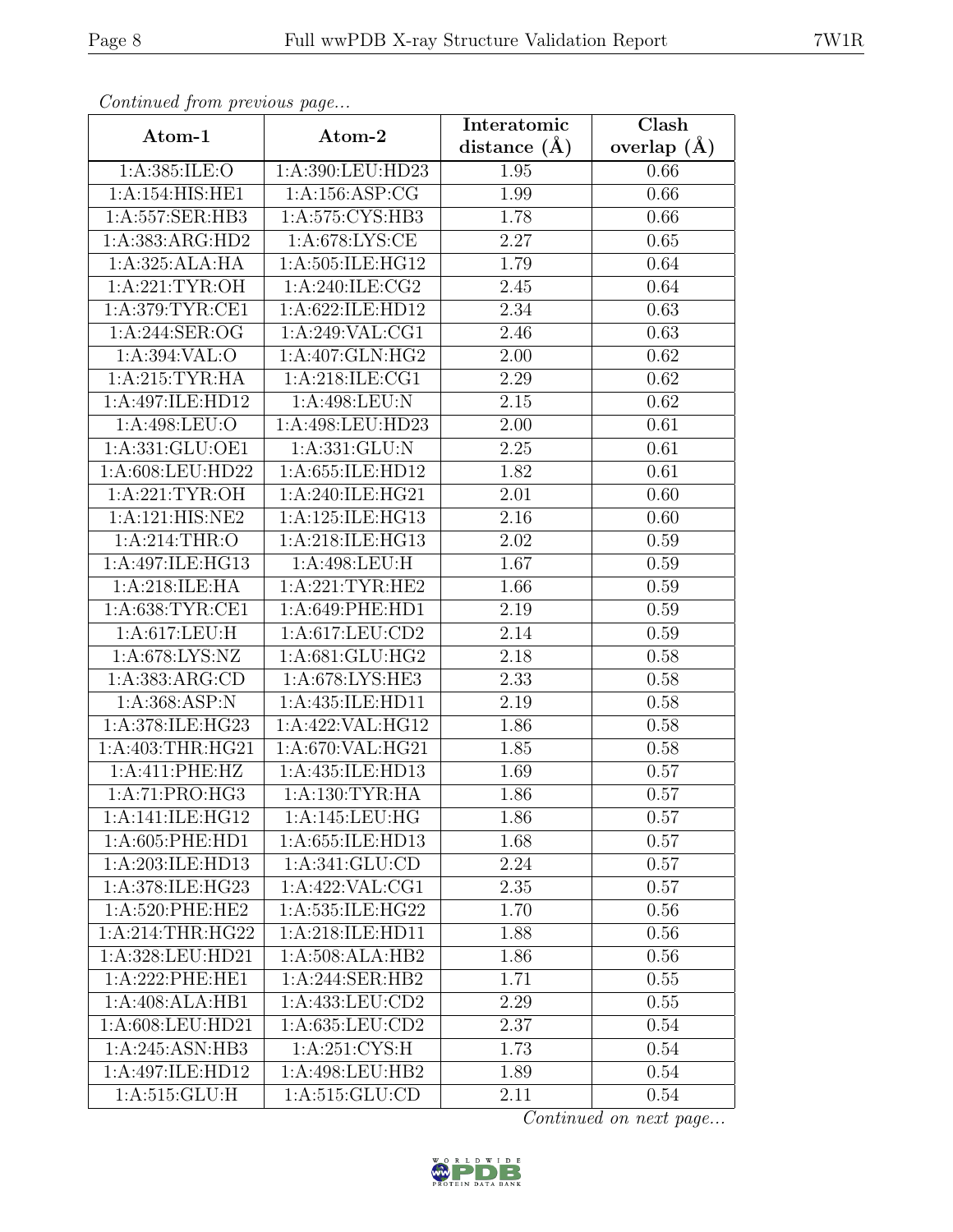*Continued from previous page...*

| Atom-1 | Atom-2 | Interatomic distance (Å) | Clash overlap (Å) |
|---|---|---|---|
| 1:A:385:ILE:O | 1:A:390:LEU:HD23 | 1.95 | 0.66 |
| 1:A:154:HIS:HE1 | 1:A:156:ASP:CG | 1.99 | 0.66 |
| 1:A:557:SER:HB3 | 1:A:575:CYS:HB3 | 1.78 | 0.66 |
| 1:A:383:ARG:HD2 | 1:A:678:LYS:CE | 2.27 | 0.65 |
| 1:A:325:ALA:HA | 1:A:505:ILE:HG12 | 1.79 | 0.64 |
| 1:A:221:TYR:OH | 1:A:240:ILE:CG2 | 2.45 | 0.64 |
| 1:A:379:TYR:CE1 | 1:A:622:ILE:HD12 | 2.34 | 0.63 |
| 1:A:244:SER:OG | 1:A:249:VAL:CG1 | 2.46 | 0.63 |
| 1:A:394:VAL:O | 1:A:407:GLN:HG2 | 2.00 | 0.62 |
| 1:A:215:TYR:HA | 1:A:218:ILE:CG1 | 2.29 | 0.62 |
| 1:A:497:ILE:HD12 | 1:A:498:LEU:N | 2.15 | 0.62 |
| 1:A:498:LEU:O | 1:A:498:LEU:HD23 | 2.00 | 0.61 |
| 1:A:331:GLU:OE1 | 1:A:331:GLU:N | 2.25 | 0.61 |
| 1:A:608:LEU:HD22 | 1:A:655:ILE:HD12 | 1.82 | 0.61 |
| 1:A:221:TYR:OH | 1:A:240:ILE:HG21 | 2.01 | 0.60 |
| 1:A:121:HIS:NE2 | 1:A:125:ILE:HG13 | 2.16 | 0.60 |
| 1:A:214:THR:O | 1:A:218:ILE:HG13 | 2.02 | 0.59 |
| 1:A:497:ILE:HG13 | 1:A:498:LEU:H | 1.67 | 0.59 |
| 1:A:218:ILE:HA | 1:A:221:TYR:HE2 | 1.66 | 0.59 |
| 1:A:638:TYR:CE1 | 1:A:649:PHE:HD1 | 2.19 | 0.59 |
| 1:A:617:LEU:H | 1:A:617:LEU:CD2 | 2.14 | 0.59 |
| 1:A:678:LYS:NZ | 1:A:681:GLU:HG2 | 2.18 | 0.58 |
| 1:A:383:ARG:CD | 1:A:678:LYS:HE3 | 2.33 | 0.58 |
| 1:A:368:ASP:N | 1:A:435:ILE:HD11 | 2.19 | 0.58 |
| 1:A:378:ILE:HG23 | 1:A:422:VAL:HG12 | 1.86 | 0.58 |
| 1:A:403:THR:HG21 | 1:A:670:VAL:HG21 | 1.85 | 0.58 |
| 1:A:411:PHE:HZ | 1:A:435:ILE:HD13 | 1.69 | 0.57 |
| 1:A:71:PRO:HG3 | 1:A:130:TYR:HA | 1.86 | 0.57 |
| 1:A:141:ILE:HG12 | 1:A:145:LEU:HG | 1.86 | 0.57 |
| 1:A:605:PHE:HD1 | 1:A:655:ILE:HD13 | 1.68 | 0.57 |
| 1:A:203:ILE:HD13 | 1:A:341:GLU:CD | 2.24 | 0.57 |
| 1:A:378:ILE:HG23 | 1:A:422:VAL:CG1 | 2.35 | 0.57 |
| 1:A:520:PHE:HE2 | 1:A:535:ILE:HG22 | 1.70 | 0.56 |
| 1:A:214:THR:HG22 | 1:A:218:ILE:HD11 | 1.88 | 0.56 |
| 1:A:328:LEU:HD21 | 1:A:508:ALA:HB2 | 1.86 | 0.56 |
| 1:A:222:PHE:HE1 | 1:A:244:SER:HB2 | 1.71 | 0.55 |
| 1:A:408:ALA:HB1 | 1:A:433:LEU:CD2 | 2.29 | 0.55 |
| 1:A:608:LEU:HD21 | 1:A:635:LEU:CD2 | 2.37 | 0.54 |
| 1:A:245:ASN:HB3 | 1:A:251:CYS:H | 1.73 | 0.54 |
| 1:A:497:ILE:HD12 | 1:A:498:LEU:HB2 | 1.89 | 0.54 |
| 1:A:515:GLU:H | 1:A:515:GLU:CD | 2.11 | 0.54 |

*Continued on next page...*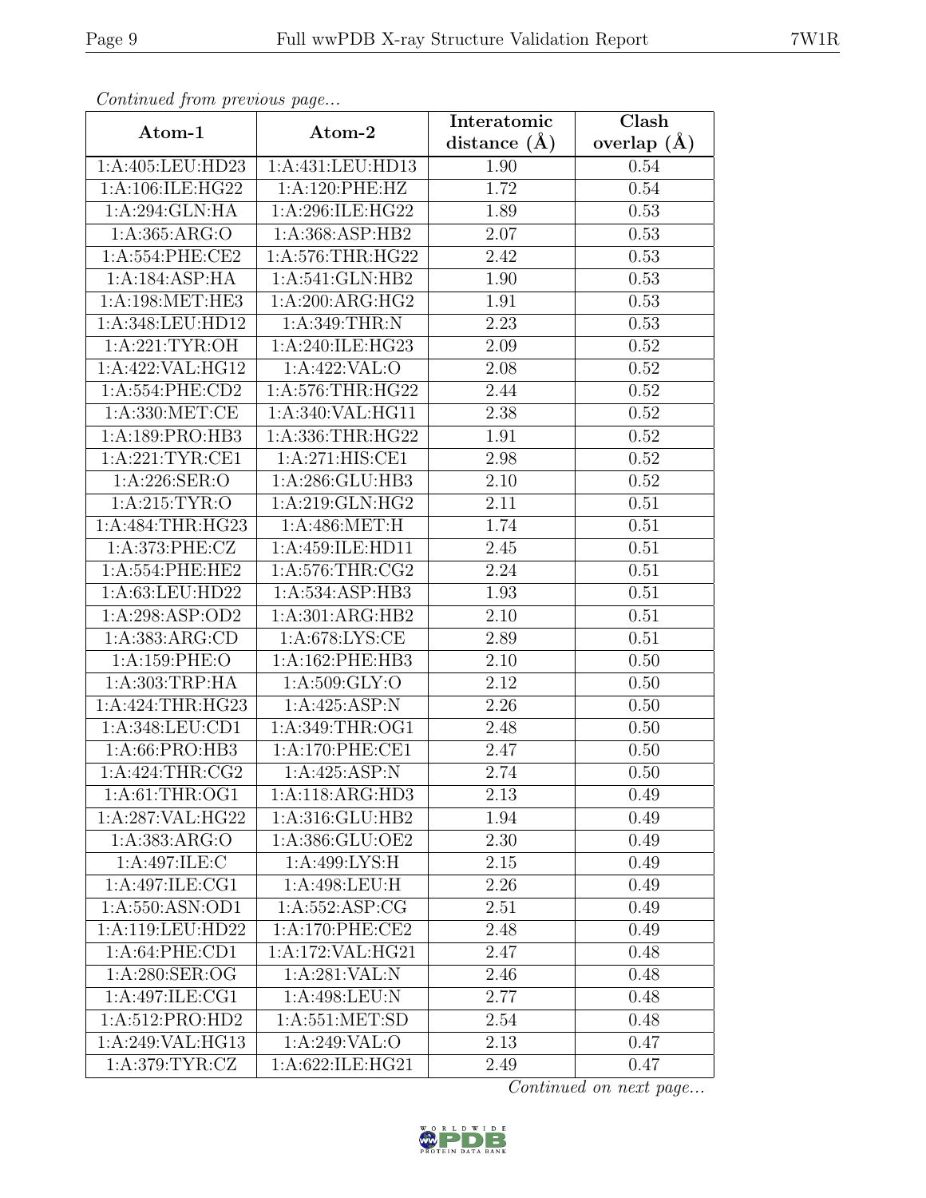*Continued from previous page...*

| Atom-1 | Atom-2 | Interatomic distance (Å) | Clash overlap (Å) |
|---|---|---|---|
| 1:A:405:LEU:HD23 | 1:A:431:LEU:HD13 | 1.90 | 0.54 |
| 1:A:106:ILE:HG22 | 1:A:120:PHE:HZ | 1.72 | 0.54 |
| 1:A:294:GLN:HA | 1:A:296:ILE:HG22 | 1.89 | 0.53 |
| 1:A:365:ARG:O | 1:A:368:ASP:HB2 | 2.07 | 0.53 |
| 1:A:554:PHE:CE2 | 1:A:576:THR:HG22 | 2.42 | 0.53 |
| 1:A:184:ASP:HA | 1:A:541:GLN:HB2 | 1.90 | 0.53 |
| 1:A:198:MET:HE3 | 1:A:200:ARG:HG2 | 1.91 | 0.53 |
| 1:A:348:LEU:HD12 | 1:A:349:THR:N | 2.23 | 0.53 |
| 1:A:221:TYR:OH | 1:A:240:ILE:HG23 | 2.09 | 0.52 |
| 1:A:422:VAL:HG12 | 1:A:422:VAL:O | 2.08 | 0.52 |
| 1:A:554:PHE:CD2 | 1:A:576:THR:HG22 | 2.44 | 0.52 |
| 1:A:330:MET:CE | 1:A:340:VAL:HG11 | 2.38 | 0.52 |
| 1:A:189:PRO:HB3 | 1:A:336:THR:HG22 | 1.91 | 0.52 |
| 1:A:221:TYR:CE1 | 1:A:271:HIS:CE1 | 2.98 | 0.52 |
| 1:A:226:SER:O | 1:A:286:GLU:HB3 | 2.10 | 0.52 |
| 1:A:215:TYR:O | 1:A:219:GLN:HG2 | 2.11 | 0.51 |
| 1:A:484:THR:HG23 | 1:A:486:MET:H | 1.74 | 0.51 |
| 1:A:373:PHE:CZ | 1:A:459:ILE:HD11 | 2.45 | 0.51 |
| 1:A:554:PHE:HE2 | 1:A:576:THR:CG2 | 2.24 | 0.51 |
| 1:A:63:LEU:HD22 | 1:A:534:ASP:HB3 | 1.93 | 0.51 |
| 1:A:298:ASP:OD2 | 1:A:301:ARG:HB2 | 2.10 | 0.51 |
| 1:A:383:ARG:CD | 1:A:678:LYS:CE | 2.89 | 0.51 |
| 1:A:159:PHE:O | 1:A:162:PHE:HB3 | 2.10 | 0.50 |
| 1:A:303:TRP:HA | 1:A:509:GLY:O | 2.12 | 0.50 |
| 1:A:424:THR:HG23 | 1:A:425:ASP:N | 2.26 | 0.50 |
| 1:A:348:LEU:CD1 | 1:A:349:THR:OG1 | 2.48 | 0.50 |
| 1:A:66:PRO:HB3 | 1:A:170:PHE:CE1 | 2.47 | 0.50 |
| 1:A:424:THR:CG2 | 1:A:425:ASP:N | 2.74 | 0.50 |
| 1:A:61:THR:OG1 | 1:A:118:ARG:HD3 | 2.13 | 0.49 |
| 1:A:287:VAL:HG22 | 1:A:316:GLU:HB2 | 1.94 | 0.49 |
| 1:A:383:ARG:O | 1:A:386:GLU:OE2 | 2.30 | 0.49 |
| 1:A:497:ILE:C | 1:A:499:LYS:H | 2.15 | 0.49 |
| 1:A:497:ILE:CG1 | 1:A:498:LEU:H | 2.26 | 0.49 |
| 1:A:550:ASN:OD1 | 1:A:552:ASP:CG | 2.51 | 0.49 |
| 1:A:119:LEU:HD22 | 1:A:170:PHE:CE2 | 2.48 | 0.49 |
| 1:A:64:PHE:CD1 | 1:A:172:VAL:HG21 | 2.47 | 0.48 |
| 1:A:280:SER:OG | 1:A:281:VAL:N | 2.46 | 0.48 |
| 1:A:497:ILE:CG1 | 1:A:498:LEU:N | 2.77 | 0.48 |
| 1:A:512:PRO:HD2 | 1:A:551:MET:SD | 2.54 | 0.48 |
| 1:A:249:VAL:HG13 | 1:A:249:VAL:O | 2.13 | 0.47 |
| 1:A:379:TYR:CZ | 1:A:622:ILE:HG21 | 2.49 | 0.47 |

*Continued on next page...*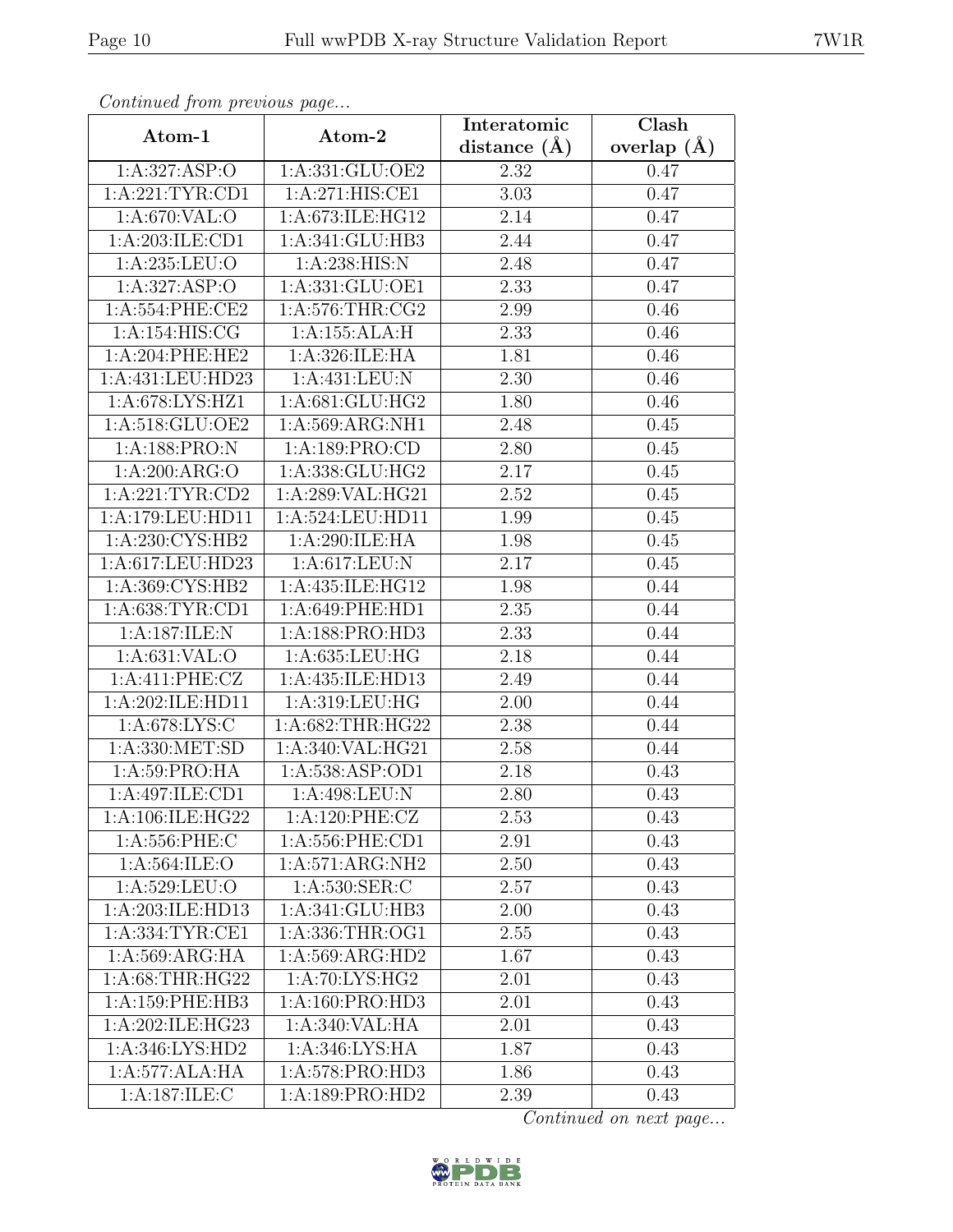*Continued from previous page...*

| Atom-1 | Atom-2 | Interatomic distance (Å) | Clash overlap (Å) |
|---|---|---|---|
| 1:A:327:ASP:O | 1:A:331:GLU:OE2 | 2.32 | 0.47 |
| 1:A:221:TYR:CD1 | 1:A:271:HIS:CE1 | 3.03 | 0.47 |
| 1:A:670:VAL:O | 1:A:673:ILE:HG12 | 2.14 | 0.47 |
| 1:A:203:ILE:CD1 | 1:A:341:GLU:HB3 | 2.44 | 0.47 |
| 1:A:235:LEU:O | 1:A:238:HIS:N | 2.48 | 0.47 |
| 1:A:327:ASP:O | 1:A:331:GLU:OE1 | 2.33 | 0.47 |
| 1:A:554:PHE:CE2 | 1:A:576:THR:CG2 | 2.99 | 0.46 |
| 1:A:154:HIS:CG | 1:A:155:ALA:H | 2.33 | 0.46 |
| 1:A:204:PHE:HE2 | 1:A:326:ILE:HA | 1.81 | 0.46 |
| 1:A:431:LEU:HD23 | 1:A:431:LEU:N | 2.30 | 0.46 |
| 1:A:678:LYS:HZ1 | 1:A:681:GLU:HG2 | 1.80 | 0.46 |
| 1:A:518:GLU:OE2 | 1:A:569:ARG:NH1 | 2.48 | 0.45 |
| 1:A:188:PRO:N | 1:A:189:PRO:CD | 2.80 | 0.45 |
| 1:A:200:ARG:O | 1:A:338:GLU:HG2 | 2.17 | 0.45 |
| 1:A:221:TYR:CD2 | 1:A:289:VAL:HG21 | 2.52 | 0.45 |
| 1:A:179:LEU:HD11 | 1:A:524:LEU:HD11 | 1.99 | 0.45 |
| 1:A:230:CYS:HB2 | 1:A:290:ILE:HA | 1.98 | 0.45 |
| 1:A:617:LEU:HD23 | 1:A:617:LEU:N | 2.17 | 0.45 |
| 1:A:369:CYS:HB2 | 1:A:435:ILE:HG12 | 1.98 | 0.44 |
| 1:A:638:TYR:CD1 | 1:A:649:PHE:HD1 | 2.35 | 0.44 |
| 1:A:187:ILE:N | 1:A:188:PRO:HD3 | 2.33 | 0.44 |
| 1:A:631:VAL:O | 1:A:635:LEU:HG | 2.18 | 0.44 |
| 1:A:411:PHE:CZ | 1:A:435:ILE:HD13 | 2.49 | 0.44 |
| 1:A:202:ILE:HD11 | 1:A:319:LEU:HG | 2.00 | 0.44 |
| 1:A:678:LYS:C | 1:A:682:THR:HG22 | 2.38 | 0.44 |
| 1:A:330:MET:SD | 1:A:340:VAL:HG21 | 2.58 | 0.44 |
| 1:A:59:PRO:HA | 1:A:538:ASP:OD1 | 2.18 | 0.43 |
| 1:A:497:ILE:CD1 | 1:A:498:LEU:N | 2.80 | 0.43 |
| 1:A:106:ILE:HG22 | 1:A:120:PHE:CZ | 2.53 | 0.43 |
| 1:A:556:PHE:C | 1:A:556:PHE:CD1 | 2.91 | 0.43 |
| 1:A:564:ILE:O | 1:A:571:ARG:NH2 | 2.50 | 0.43 |
| 1:A:529:LEU:O | 1:A:530:SER:C | 2.57 | 0.43 |
| 1:A:203:ILE:HD13 | 1:A:341:GLU:HB3 | 2.00 | 0.43 |
| 1:A:334:TYR:CE1 | 1:A:336:THR:OG1 | 2.55 | 0.43 |
| 1:A:569:ARG:HA | 1:A:569:ARG:HD2 | 1.67 | 0.43 |
| 1:A:68:THR:HG22 | 1:A:70:LYS:HG2 | 2.01 | 0.43 |
| 1:A:159:PHE:HB3 | 1:A:160:PRO:HD3 | 2.01 | 0.43 |
| 1:A:202:ILE:HG23 | 1:A:340:VAL:HA | 2.01 | 0.43 |
| 1:A:346:LYS:HD2 | 1:A:346:LYS:HA | 1.87 | 0.43 |
| 1:A:577:ALA:HA | 1:A:578:PRO:HD3 | 1.86 | 0.43 |
| 1:A:187:ILE:C | 1:A:189:PRO:HD2 | 2.39 | 0.43 |

*Continued on next page...*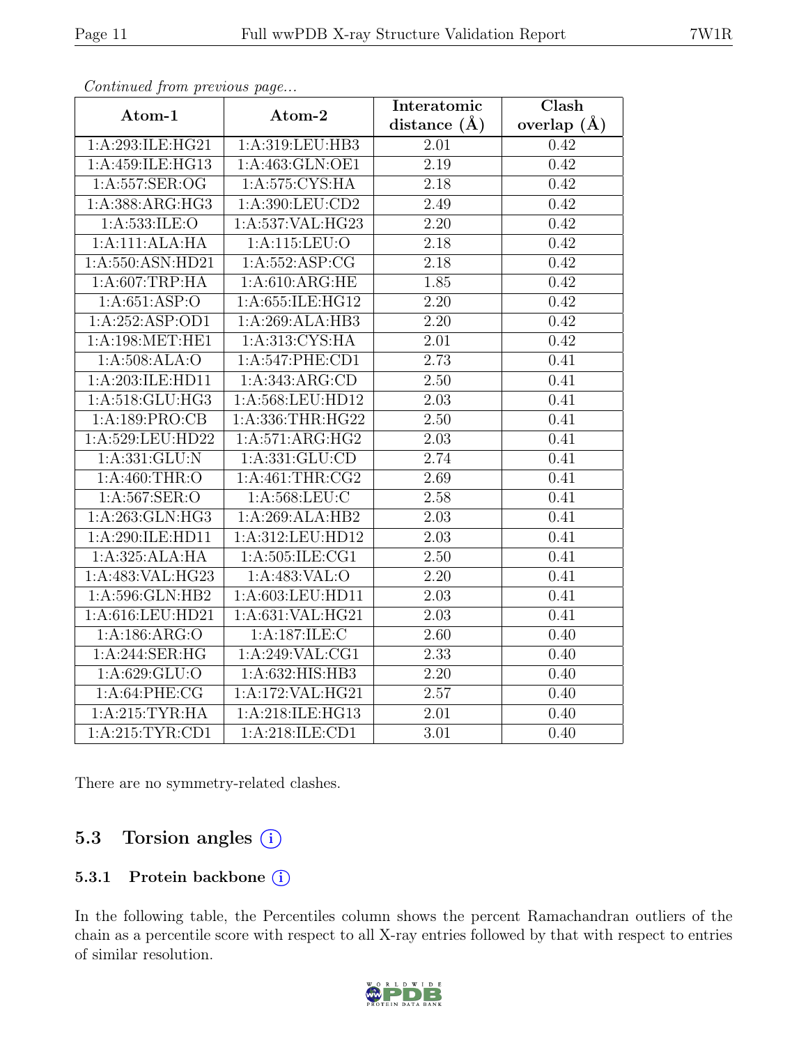*Continued from previous page...*

| Atom-1 | Atom-2 | Interatomic distance (Å) | Clash overlap (Å) |
|---|---|---|---|
| 1:A:293:ILE:HG21 | 1:A:319:LEU:HB3 | 2.01 | 0.42 |
| 1:A:459:ILE:HG13 | 1:A:463:GLN:OE1 | 2.19 | 0.42 |
| 1:A:557:SER:OG | 1:A:575:CYS:HA | 2.18 | 0.42 |
| 1:A:388:ARG:HG3 | 1:A:390:LEU:CD2 | 2.49 | 0.42 |
| 1:A:533:ILE:O | 1:A:537:VAL:HG23 | 2.20 | 0.42 |
| 1:A:111:ALA:HA | 1:A:115:LEU:O | 2.18 | 0.42 |
| 1:A:550:ASN:HD21 | 1:A:552:ASP:CG | 2.18 | 0.42 |
| 1:A:607:TRP:HA | 1:A:610:ARG:HE | 1.85 | 0.42 |
| 1:A:651:ASP:O | 1:A:655:ILE:HG12 | 2.20 | 0.42 |
| 1:A:252:ASP:OD1 | 1:A:269:ALA:HB3 | 2.20 | 0.42 |
| 1:A:198:MET:HE1 | 1:A:313:CYS:HA | 2.01 | 0.42 |
| 1:A:508:ALA:O | 1:A:547:PHE:CD1 | 2.73 | 0.41 |
| 1:A:203:ILE:HD11 | 1:A:343:ARG:CD | 2.50 | 0.41 |
| 1:A:518:GLU:HG3 | 1:A:568:LEU:HD12 | 2.03 | 0.41 |
| 1:A:189:PRO:CB | 1:A:336:THR:HG22 | 2.50 | 0.41 |
| 1:A:529:LEU:HD22 | 1:A:571:ARG:HG2 | 2.03 | 0.41 |
| 1:A:331:GLU:N | 1:A:331:GLU:CD | 2.74 | 0.41 |
| 1:A:460:THR:O | 1:A:461:THR:CG2 | 2.69 | 0.41 |
| 1:A:567:SER:O | 1:A:568:LEU:C | 2.58 | 0.41 |
| 1:A:263:GLN:HG3 | 1:A:269:ALA:HB2 | 2.03 | 0.41 |
| 1:A:290:ILE:HD11 | 1:A:312:LEU:HD12 | 2.03 | 0.41 |
| 1:A:325:ALA:HA | 1:A:505:ILE:CG1 | 2.50 | 0.41 |
| 1:A:483:VAL:HG23 | 1:A:483:VAL:O | 2.20 | 0.41 |
| 1:A:596:GLN:HB2 | 1:A:603:LEU:HD11 | 2.03 | 0.41 |
| 1:A:616:LEU:HD21 | 1:A:631:VAL:HG21 | 2.03 | 0.41 |
| 1:A:186:ARG:O | 1:A:187:ILE:C | 2.60 | 0.40 |
| 1:A:244:SER:HG | 1:A:249:VAL:CG1 | 2.33 | 0.40 |
| 1:A:629:GLU:O | 1:A:632:HIS:HB3 | 2.20 | 0.40 |
| 1:A:64:PHE:CG | 1:A:172:VAL:HG21 | 2.57 | 0.40 |
| 1:A:215:TYR:HA | 1:A:218:ILE:HG13 | 2.01 | 0.40 |
| 1:A:215:TYR:CD1 | 1:A:218:ILE:CD1 | 3.01 | 0.40 |

There are no symmetry-related clashes.

## 5.3 Torsion angles (i)

### 5.3.1 Protein backbone (i)

In the following table, the Percentiles column shows the percent Ramachandran outliers of the chain as a percentile score with respect to all X-ray entries followed by that with respect to entries of similar resolution.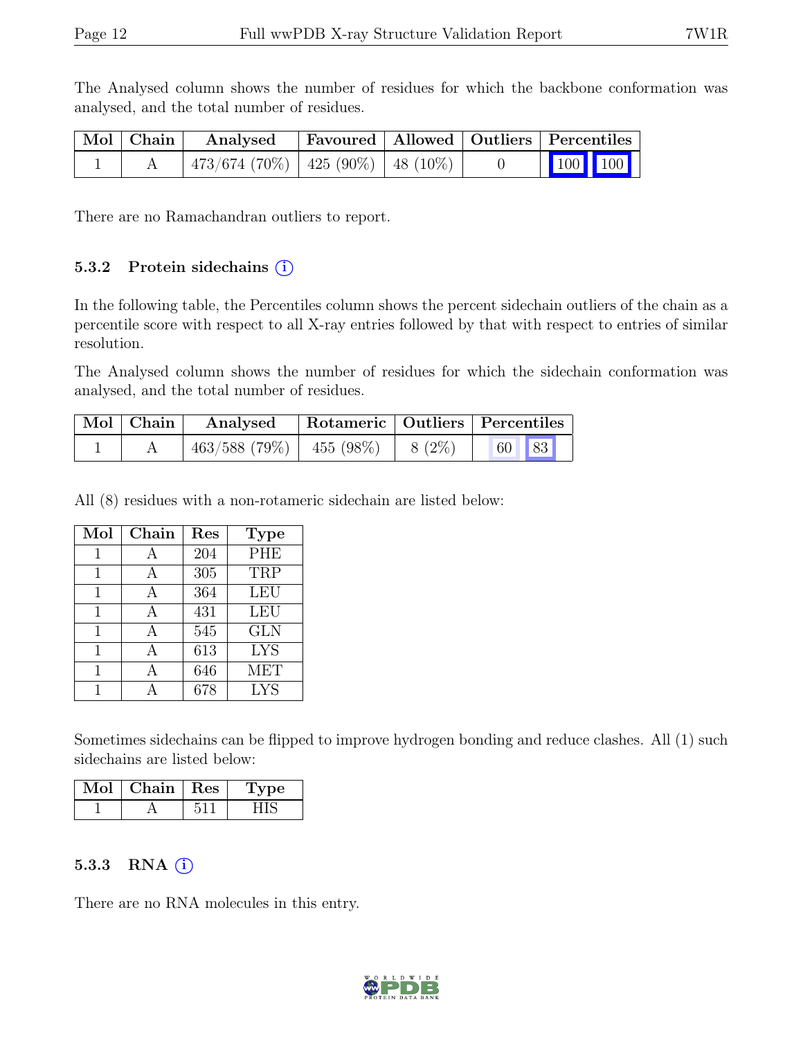The Analysed column shows the number of residues for which the backbone conformation was analysed, and the total number of residues.

| Mol | Chain | Analysed | Favoured | Allowed | Outliers | Percentiles | |
|---|---|---|---|---|---|---|---|
| 1 | A | 473/674 (70%) | 425 (90%) | 48 (10%) | 0 | 100 | 100 |

There are no Ramachandran outliers to report.

### 5.3.2 Protein sidechains

In the following table, the Percentiles column shows the percent sidechain outliers of the chain as a percentile score with respect to all X-ray entries followed by that with respect to entries of similar resolution.

The Analysed column shows the number of residues for which the sidechain conformation was analysed, and the total number of residues.

| Mol | Chain | Analysed | Rotameric | Outliers | Percentiles | |
|---|---|---|---|---|---|---|
| 1 | A | 463/588 (79%) | 455 (98%) | 8 (2%) | 60 | 83 |

All (8) residues with a non-rotameric sidechain are listed below:

| Mol | Chain | Res | Type |
|---|---|---|---|
| 1 | A | 204 | PHE |
| 1 | A | 305 | TRP |
| 1 | A | 364 | LEU |
| 1 | A | 431 | LEU |
| 1 | A | 545 | GLN |
| 1 | A | 613 | LYS |
| 1 | A | 646 | MET |
| 1 | A | 678 | LYS |

Sometimes sidechains can be flipped to improve hydrogen bonding and reduce clashes. All (1) such sidechains are listed below:

| Mol | Chain | Res | Type |
|---|---|---|---|
| 1 | A | 511 | HIS |

### 5.3.3 RNA

There are no RNA molecules in this entry.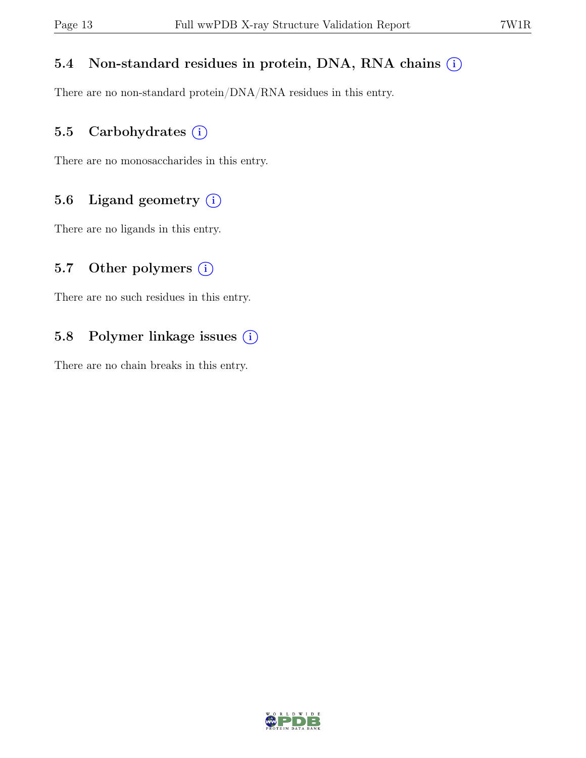### 5.4 Non-standard residues in protein, DNA, RNA chains (i)

There are no non-standard protein/DNA/RNA residues in this entry.

### 5.5 Carbohydrates (i)

There are no monosaccharides in this entry.

### 5.6 Ligand geometry (i)

There are no ligands in this entry.

### 5.7 Other polymers (i)

There are no such residues in this entry.

### 5.8 Polymer linkage issues (i)

There are no chain breaks in this entry.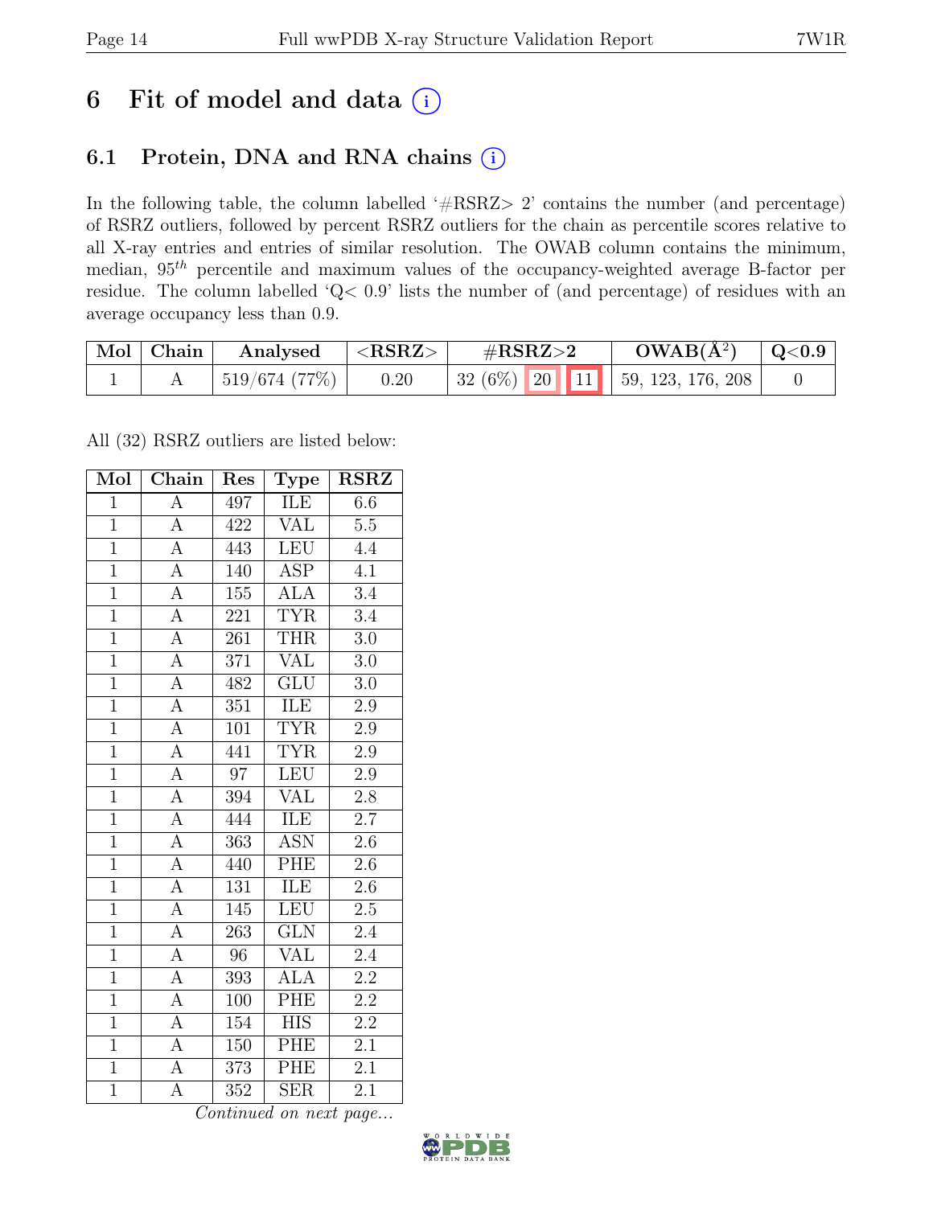# 6 Fit of model and data (i)

## 6.1 Protein, DNA and RNA chains (i)

In the following table, the column labelled '#RSRZ> 2' contains the number (and percentage) of RSRZ outliers, followed by percent RSRZ outliers for the chain as percentile scores relative to all X-ray entries and entries of similar resolution. The OWAB column contains the minimum, median, $95^{th}$ percentile and maximum values of the occupancy-weighted average B-factor per residue. The column labelled 'Q< 0.9' lists the number of (and percentage) of residues with an average occupancy less than 0.9.

| Mol | Chain | Analysed | <RSRZ> | #RSRZ>2 | OWAB(Å$^2$) | Q<0.9 |
|---|---|---|---|---|---|---|
| 1 | A | 519/674 (77%) | 0.20 | 32 (6%) 20 11 | 59, 123, 176, 208 | 0 |

All (32) RSRZ outliers are listed below:

| Mol | Chain | Res | Type | RSRZ |
|---|---|---|---|---|
| 1 | A | 497 | ILE | 6.6 |
| 1 | A | 422 | VAL | 5.5 |
| 1 | A | 443 | LEU | 4.4 |
| 1 | A | 140 | ASP | 4.1 |
| 1 | A | 155 | ALA | 3.4 |
| 1 | A | 221 | TYR | 3.4 |
| 1 | A | 261 | THR | 3.0 |
| 1 | A | 371 | VAL | 3.0 |
| 1 | A | 482 | GLU | 3.0 |
| 1 | A | 351 | ILE | 2.9 |
| 1 | A | 101 | TYR | 2.9 |
| 1 | A | 441 | TYR | 2.9 |
| 1 | A | 97 | LEU | 2.9 |
| 1 | A | 394 | VAL | 2.8 |
| 1 | A | 444 | ILE | 2.7 |
| 1 | A | 363 | ASN | 2.6 |
| 1 | A | 440 | PHE | 2.6 |
| 1 | A | 131 | ILE | 2.6 |
| 1 | A | 145 | LEU | 2.5 |
| 1 | A | 263 | GLN | 2.4 |
| 1 | A | 96 | VAL | 2.4 |
| 1 | A | 393 | ALA | 2.2 |
| 1 | A | 100 | PHE | 2.2 |
| 1 | A | 154 | HIS | 2.2 |
| 1 | A | 150 | PHE | 2.1 |
| 1 | A | 373 | PHE | 2.1 |
| 1 | A | 352 | SER | 2.1 |

*Continued on next page...*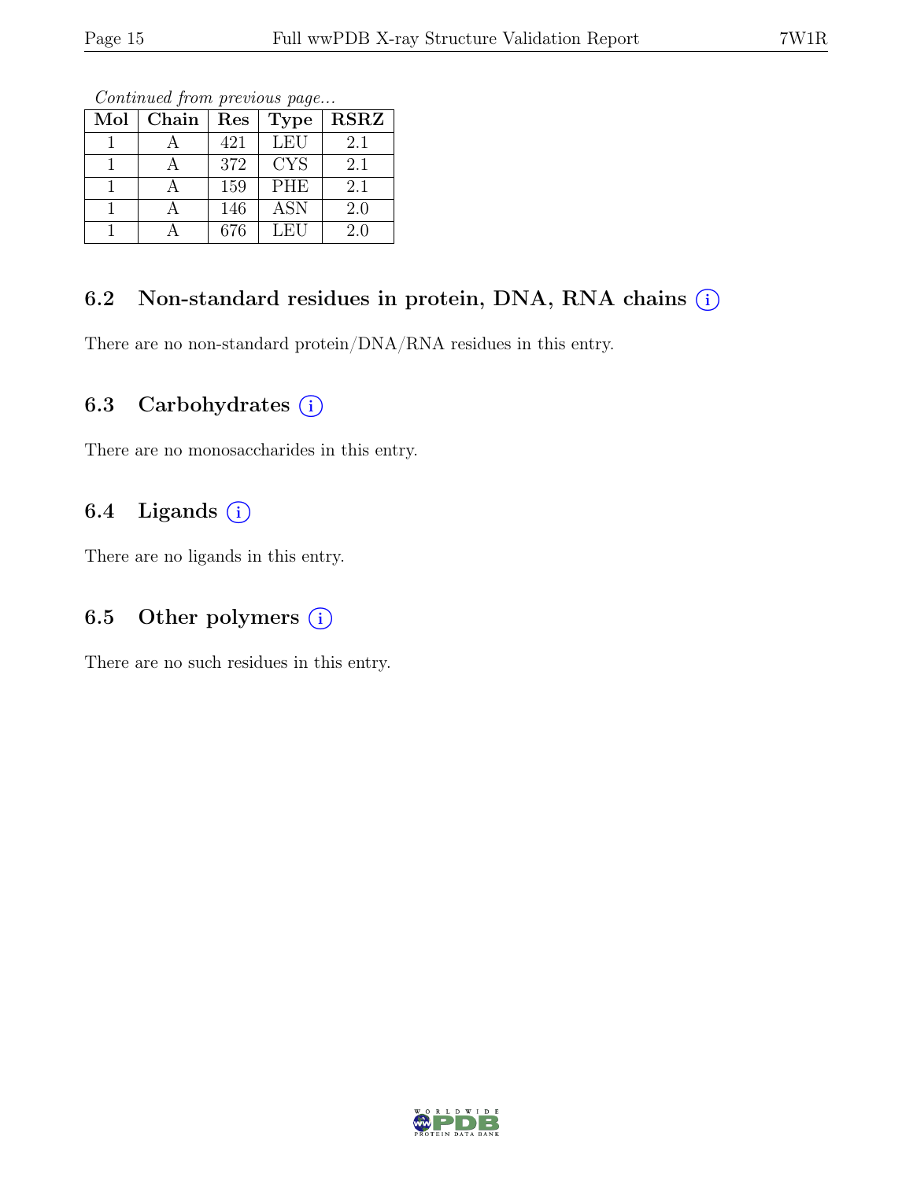*Continued from previous page...*

| Mol | Chain | Res | Type | RSRZ |
|---|---|---|---|---|
| 1 | A | 421 | LEU | 2.1 |
| 1 | A | 372 | CYS | 2.1 |
| 1 | A | 159 | PHE | 2.1 |
| 1 | A | 146 | ASN | 2.0 |
| 1 | A | 676 | LEU | 2.0 |

## 6.2 Non-standard residues in protein, DNA, RNA chains (i)

There are no non-standard protein/DNA/RNA residues in this entry.

## 6.3 Carbohydrates (i)

There are no monosaccharides in this entry.

## 6.4 Ligands (i)

There are no ligands in this entry.

## 6.5 Other polymers (i)

There are no such residues in this entry.